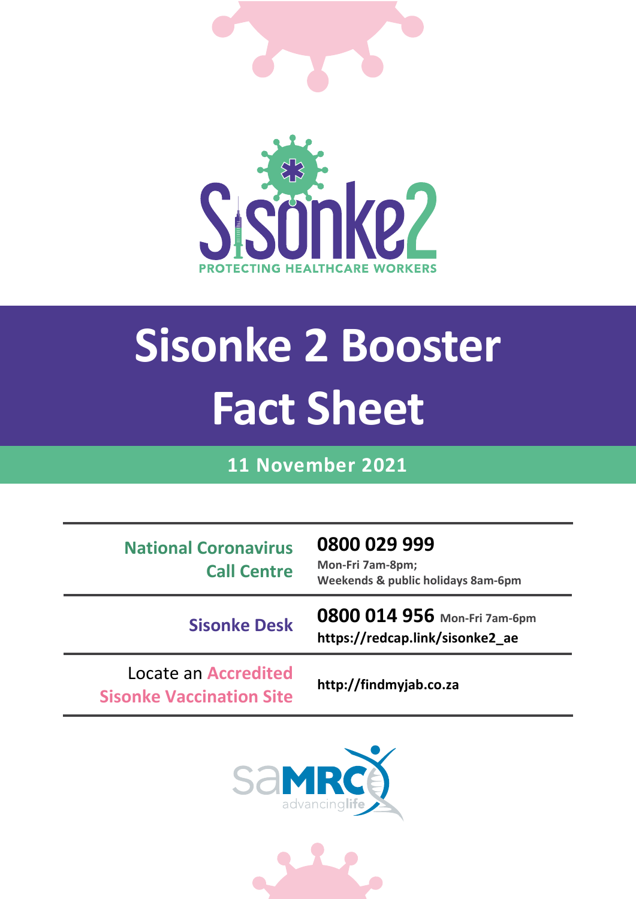Sisonke2

PROTECTING HEALTHCARE WORKERS

# Sisonke 2 Booster Fact Sheet

**11 November 2021**

| | |
|---|---|
| **National Coronavirus Call Centre** | **0800 029 999**<br>Mon-Fri 7am-8pm;<br>Weekends & public holidays 8am-6pm |
| **Sisonke Desk** | **0800 014 956** Mon-Fri 7am-6pm<br>**https://redcap.link/sisonke2_ae** |
| Locate an **Accredited Sisonke Vaccination Site** | **http://findmyjab.co.za** |

saMRC advancinglife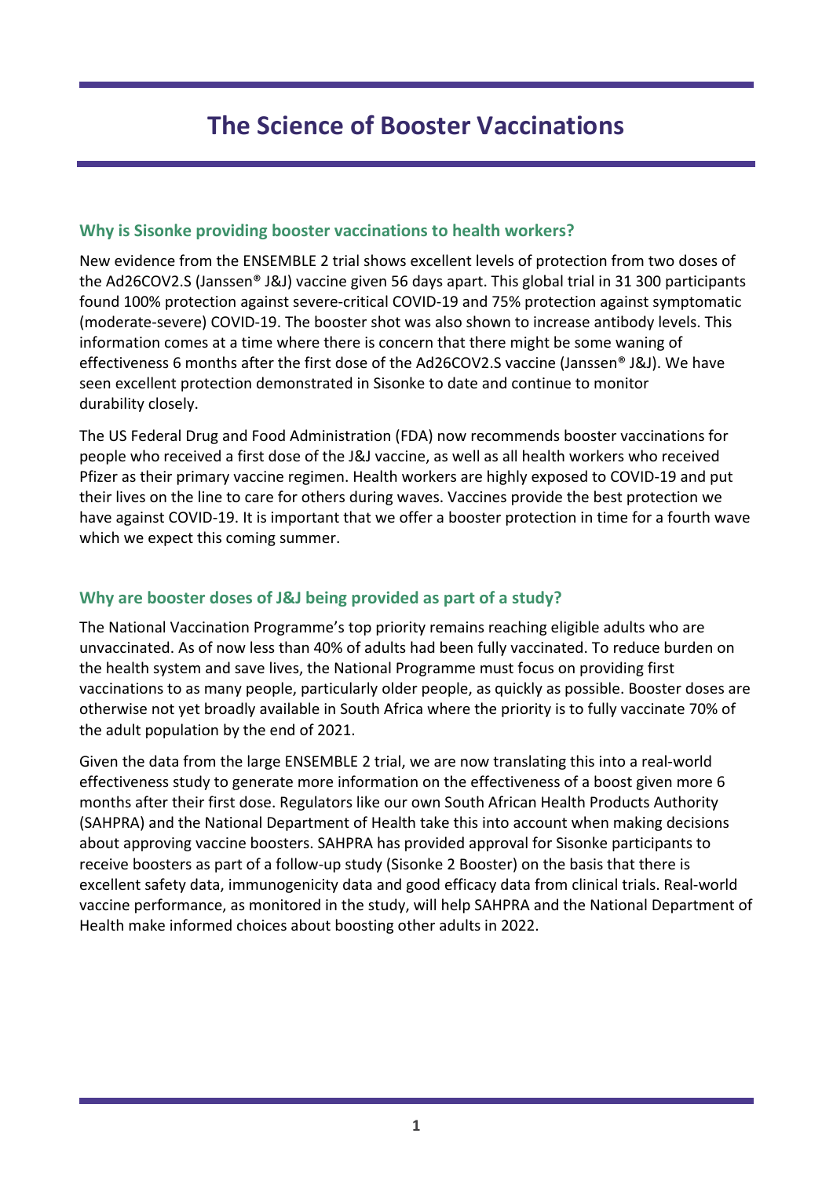# The Science of Booster Vaccinations

## Why is Sisonke providing booster vaccinations to health workers?

New evidence from the ENSEMBLE 2 trial shows excellent levels of protection from two doses of the Ad26COV2.S (Janssen® J&J) vaccine given 56 days apart. This global trial in 31 300 participants found 100% protection against severe-critical COVID-19 and 75% protection against symptomatic (moderate-severe) COVID-19. The booster shot was also shown to increase antibody levels. This information comes at a time where there is concern that there might be some waning of effectiveness 6 months after the first dose of the Ad26COV2.S vaccine (Janssen® J&J). We have seen excellent protection demonstrated in Sisonke to date and continue to monitor durability closely.

The US Federal Drug and Food Administration (FDA) now recommends booster vaccinations for people who received a first dose of the J&J vaccine, as well as all health workers who received Pfizer as their primary vaccine regimen. Health workers are highly exposed to COVID-19 and put their lives on the line to care for others during waves. Vaccines provide the best protection we have against COVID-19. It is important that we offer a booster protection in time for a fourth wave which we expect this coming summer.

## Why are booster doses of J&J being provided as part of a study?

The National Vaccination Programme's top priority remains reaching eligible adults who are unvaccinated. As of now less than 40% of adults had been fully vaccinated. To reduce burden on the health system and save lives, the National Programme must focus on providing first vaccinations to as many people, particularly older people, as quickly as possible. Booster doses are otherwise not yet broadly available in South Africa where the priority is to fully vaccinate 70% of the adult population by the end of 2021.

Given the data from the large ENSEMBLE 2 trial, we are now translating this into a real-world effectiveness study to generate more information on the effectiveness of a boost given more 6 months after their first dose. Regulators like our own South African Health Products Authority (SAHPRA) and the National Department of Health take this into account when making decisions about approving vaccine boosters. SAHPRA has provided approval for Sisonke participants to receive boosters as part of a follow-up study (Sisonke 2 Booster) on the basis that there is excellent safety data, immunogenicity data and good efficacy data from clinical trials. Real-world vaccine performance, as monitored in the study, will help SAHPRA and the National Department of Health make informed choices about boosting other adults in 2022.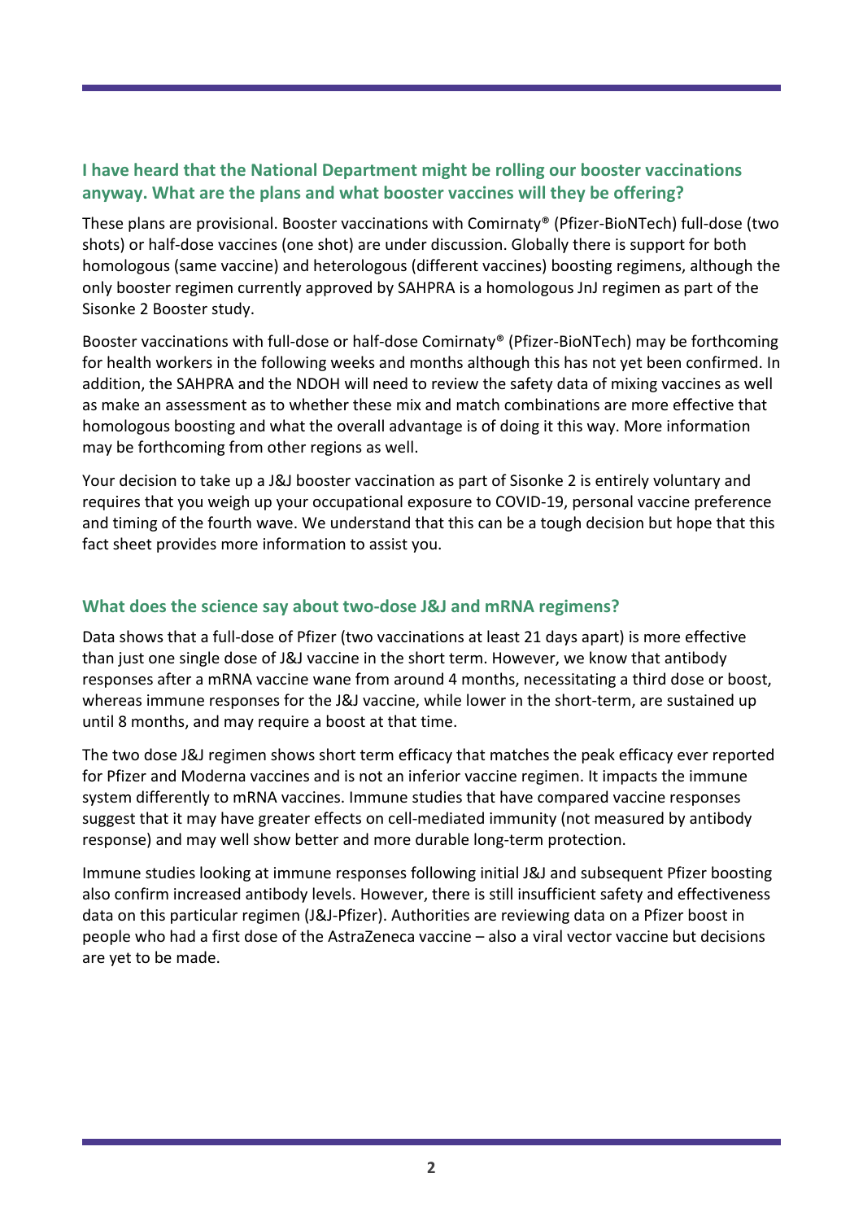### I have heard that the National Department might be rolling our booster vaccinations anyway. What are the plans and what booster vaccines will they be offering?

These plans are provisional. Booster vaccinations with Comirnaty® (Pfizer-BioNTech) full-dose (two shots) or half-dose vaccines (one shot) are under discussion. Globally there is support for both homologous (same vaccine) and heterologous (different vaccines) boosting regimens, although the only booster regimen currently approved by SAHPRA is a homologous JnJ regimen as part of the Sisonke 2 Booster study.

Booster vaccinations with full-dose or half-dose Comirnaty® (Pfizer-BioNTech) may be forthcoming for health workers in the following weeks and months although this has not yet been confirmed. In addition, the SAHPRA and the NDOH will need to review the safety data of mixing vaccines as well as make an assessment as to whether these mix and match combinations are more effective that homologous boosting and what the overall advantage is of doing it this way. More information may be forthcoming from other regions as well.

Your decision to take up a J&J booster vaccination as part of Sisonke 2 is entirely voluntary and requires that you weigh up your occupational exposure to COVID-19, personal vaccine preference and timing of the fourth wave. We understand that this can be a tough decision but hope that this fact sheet provides more information to assist you.

### What does the science say about two-dose J&J and mRNA regimens?

Data shows that a full-dose of Pfizer (two vaccinations at least 21 days apart) is more effective than just one single dose of J&J vaccine in the short term. However, we know that antibody responses after a mRNA vaccine wane from around 4 months, necessitating a third dose or boost, whereas immune responses for the J&J vaccine, while lower in the short-term, are sustained up until 8 months, and may require a boost at that time.

The two dose J&J regimen shows short term efficacy that matches the peak efficacy ever reported for Pfizer and Moderna vaccines and is not an inferior vaccine regimen. It impacts the immune system differently to mRNA vaccines. Immune studies that have compared vaccine responses suggest that it may have greater effects on cell-mediated immunity (not measured by antibody response) and may well show better and more durable long-term protection.

Immune studies looking at immune responses following initial J&J and subsequent Pfizer boosting also confirm increased antibody levels. However, there is still insufficient safety and effectiveness data on this particular regimen (J&J-Pfizer). Authorities are reviewing data on a Pfizer boost in people who had a first dose of the AstraZeneca vaccine – also a viral vector vaccine but decisions are yet to be made.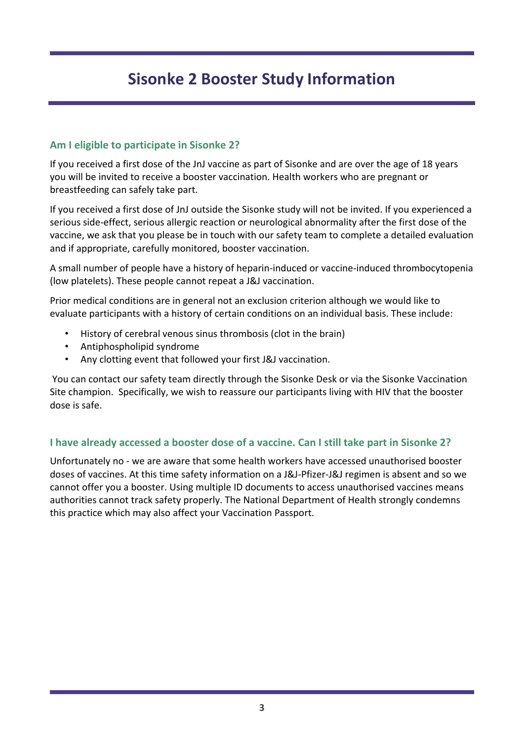# Sisonke 2 Booster Study Information

## Am I eligible to participate in Sisonke 2?

If you received a first dose of the JnJ vaccine as part of Sisonke and are over the age of 18 years you will be invited to receive a booster vaccination. Health workers who are pregnant or breastfeeding can safely take part.

If you received a first dose of JnJ outside the Sisonke study will not be invited. If you experienced a serious side-effect, serious allergic reaction or neurological abnormality after the first dose of the vaccine, we ask that you please be in touch with our safety team to complete a detailed evaluation and if appropriate, carefully monitored, booster vaccination.

A small number of people have a history of heparin-induced or vaccine-induced thrombocytopenia (low platelets). These people cannot repeat a J&J vaccination.

Prior medical conditions are in general not an exclusion criterion although we would like to evaluate participants with a history of certain conditions on an individual basis. These include:

- History of cerebral venous sinus thrombosis (clot in the brain)
- Antiphospholipid syndrome
- Any clotting event that followed your first J&J vaccination.

You can contact our safety team directly through the Sisonke Desk or via the Sisonke Vaccination Site champion. Specifically, we wish to reassure our participants living with HIV that the booster dose is safe.

## I have already accessed a booster dose of a vaccine. Can I still take part in Sisonke 2?

Unfortunately no - we are aware that some health workers have accessed unauthorised booster doses of vaccines. At this time safety information on a J&J-Pfizer-J&J regimen is absent and so we cannot offer you a booster. Using multiple ID documents to access unauthorised vaccines means authorities cannot track safety properly. The National Department of Health strongly condemns this practice which may also affect your Vaccination Passport.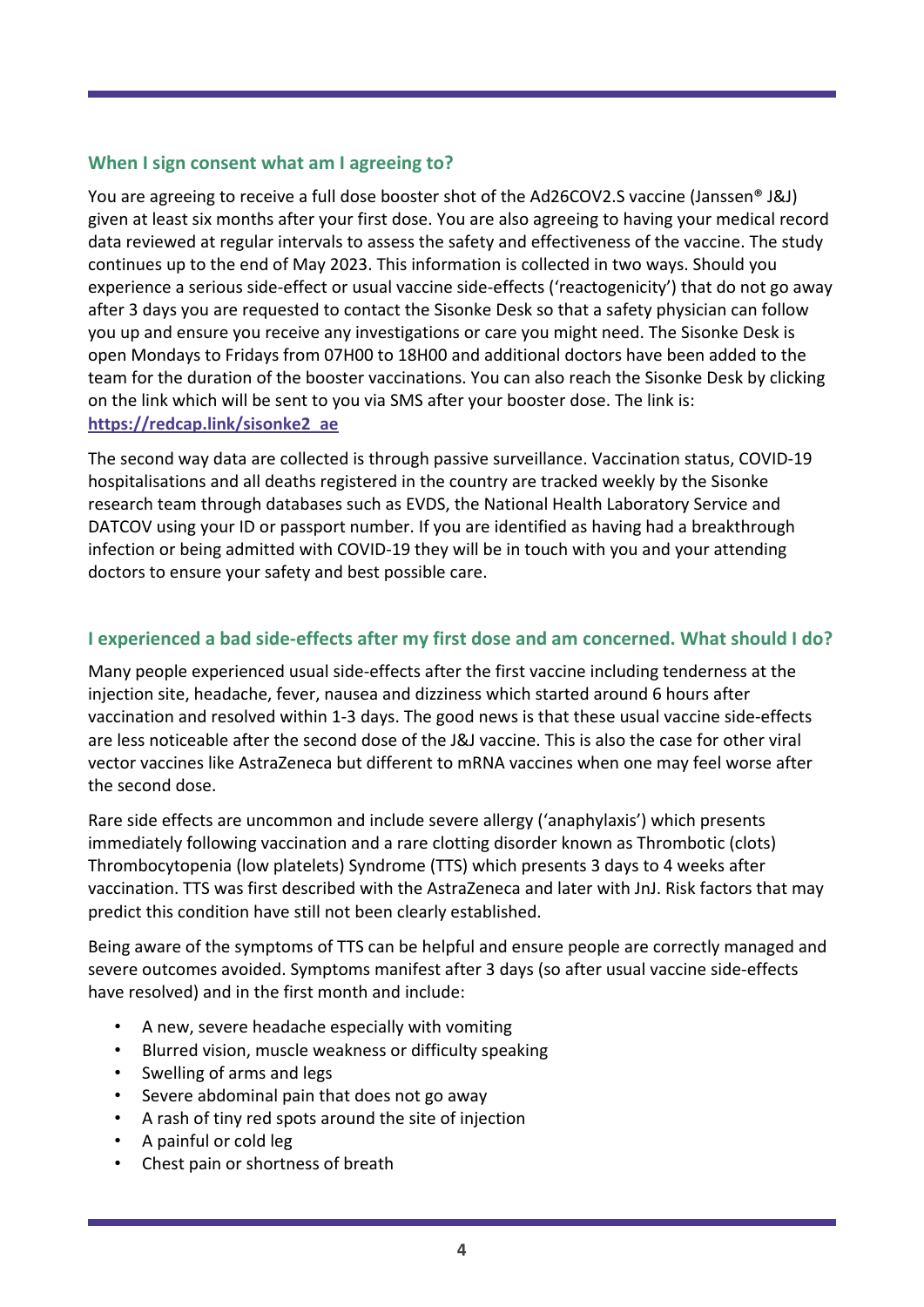## When I sign consent what am I agreeing to?

You are agreeing to receive a full dose booster shot of the Ad26COV2.S vaccine (Janssen® J&J) given at least six months after your first dose. You are also agreeing to having your medical record data reviewed at regular intervals to assess the safety and effectiveness of the vaccine. The study continues up to the end of May 2023. This information is collected in two ways. Should you experience a serious side-effect or usual vaccine side-effects ('reactogenicity') that do not go away after 3 days you are requested to contact the Sisonke Desk so that a safety physician can follow you up and ensure you receive any investigations or care you might need. The Sisonke Desk is open Mondays to Fridays from 07H00 to 18H00 and additional doctors have been added to the team for the duration of the booster vaccinations. You can also reach the Sisonke Desk by clicking on the link which will be sent to you via SMS after your booster dose. The link is: **https://redcap.link/sisonke2_ae**

The second way data are collected is through passive surveillance. Vaccination status, COVID-19 hospitalisations and all deaths registered in the country are tracked weekly by the Sisonke research team through databases such as EVDS, the National Health Laboratory Service and DATCOV using your ID or passport number. If you are identified as having had a breakthrough infection or being admitted with COVID-19 they will be in touch with you and your attending doctors to ensure your safety and best possible care.

## I experienced a bad side-effects after my first dose and am concerned. What should I do?

Many people experienced usual side-effects after the first vaccine including tenderness at the injection site, headache, fever, nausea and dizziness which started around 6 hours after vaccination and resolved within 1-3 days. The good news is that these usual vaccine side-effects are less noticeable after the second dose of the J&J vaccine. This is also the case for other viral vector vaccines like AstraZeneca but different to mRNA vaccines when one may feel worse after the second dose.

Rare side effects are uncommon and include severe allergy ('anaphylaxis') which presents immediately following vaccination and a rare clotting disorder known as Thrombotic (clots) Thrombocytopenia (low platelets) Syndrome (TTS) which presents 3 days to 4 weeks after vaccination. TTS was first described with the AstraZeneca and later with JnJ. Risk factors that may predict this condition have still not been clearly established.

Being aware of the symptoms of TTS can be helpful and ensure people are correctly managed and severe outcomes avoided. Symptoms manifest after 3 days (so after usual vaccine side-effects have resolved) and in the first month and include:

- A new, severe headache especially with vomiting
- Blurred vision, muscle weakness or difficulty speaking
- Swelling of arms and legs
- Severe abdominal pain that does not go away
- A rash of tiny red spots around the site of injection
- A painful or cold leg
- Chest pain or shortness of breath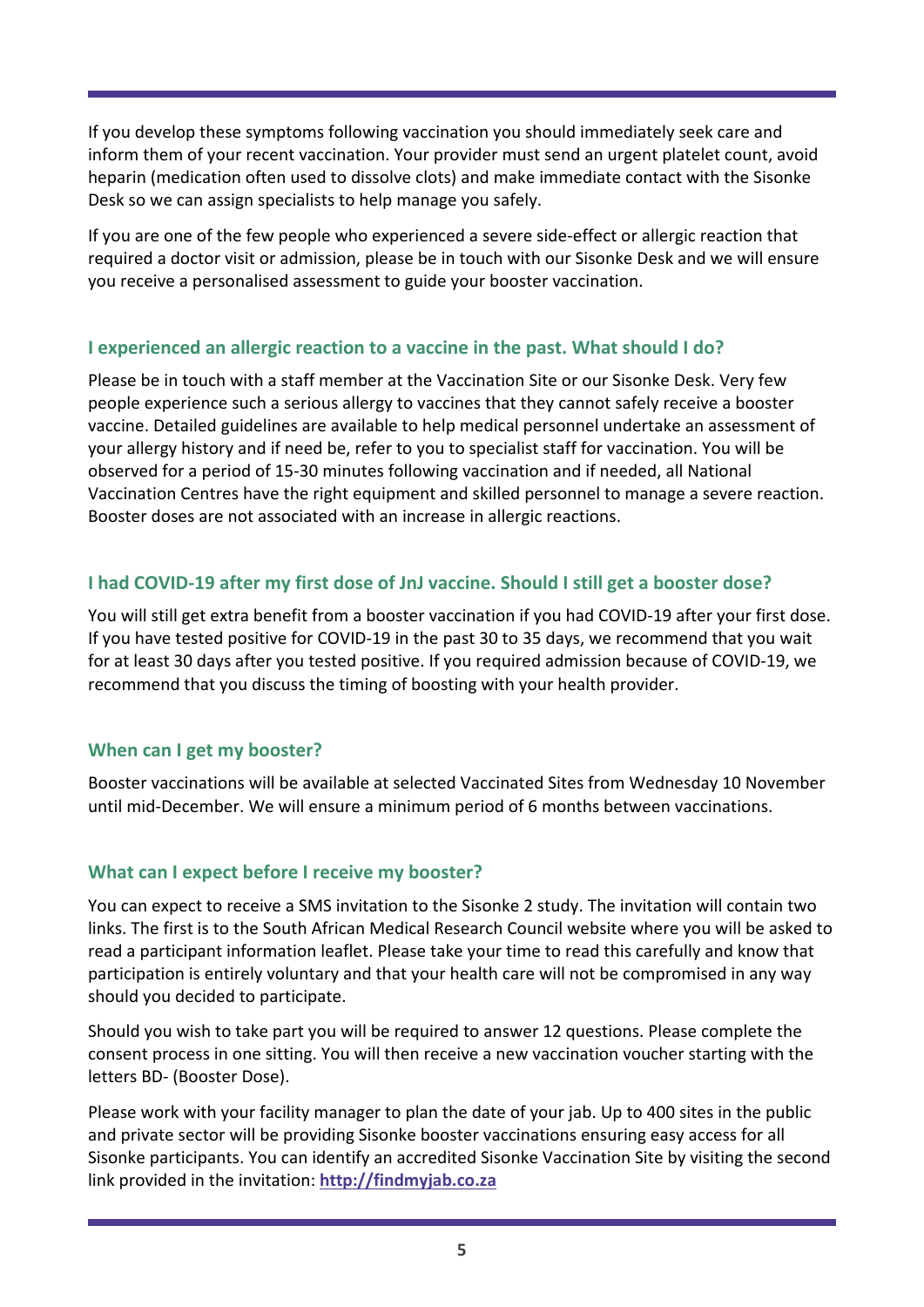If you develop these symptoms following vaccination you should immediately seek care and inform them of your recent vaccination. Your provider must send an urgent platelet count, avoid heparin (medication often used to dissolve clots) and make immediate contact with the Sisonke Desk so we can assign specialists to help manage you safely.

If you are one of the few people who experienced a severe side-effect or allergic reaction that required a doctor visit or admission, please be in touch with our Sisonke Desk and we will ensure you receive a personalised assessment to guide your booster vaccination.

### I experienced an allergic reaction to a vaccine in the past. What should I do?

Please be in touch with a staff member at the Vaccination Site or our Sisonke Desk. Very few people experience such a serious allergy to vaccines that they cannot safely receive a booster vaccine. Detailed guidelines are available to help medical personnel undertake an assessment of your allergy history and if need be, refer to you to specialist staff for vaccination. You will be observed for a period of 15-30 minutes following vaccination and if needed, all National Vaccination Centres have the right equipment and skilled personnel to manage a severe reaction. Booster doses are not associated with an increase in allergic reactions.

### I had COVID-19 after my first dose of JnJ vaccine. Should I still get a booster dose?

You will still get extra benefit from a booster vaccination if you had COVID-19 after your first dose. If you have tested positive for COVID-19 in the past 30 to 35 days, we recommend that you wait for at least 30 days after you tested positive. If you required admission because of COVID-19, we recommend that you discuss the timing of boosting with your health provider.

### When can I get my booster?

Booster vaccinations will be available at selected Vaccinated Sites from Wednesday 10 November until mid-December. We will ensure a minimum period of 6 months between vaccinations.

### What can I expect before I receive my booster?

You can expect to receive a SMS invitation to the Sisonke 2 study. The invitation will contain two links. The first is to the South African Medical Research Council website where you will be asked to read a participant information leaflet. Please take your time to read this carefully and know that participation is entirely voluntary and that your health care will not be compromised in any way should you decided to participate.

Should you wish to take part you will be required to answer 12 questions. Please complete the consent process in one sitting. You will then receive a new vaccination voucher starting with the letters BD- (Booster Dose).

Please work with your facility manager to plan the date of your jab. Up to 400 sites in the public and private sector will be providing Sisonke booster vaccinations ensuring easy access for all Sisonke participants. You can identify an accredited Sisonke Vaccination Site by visiting the second link provided in the invitation: **[http://findmyjab.co.za](http://findmyjab.co.za)**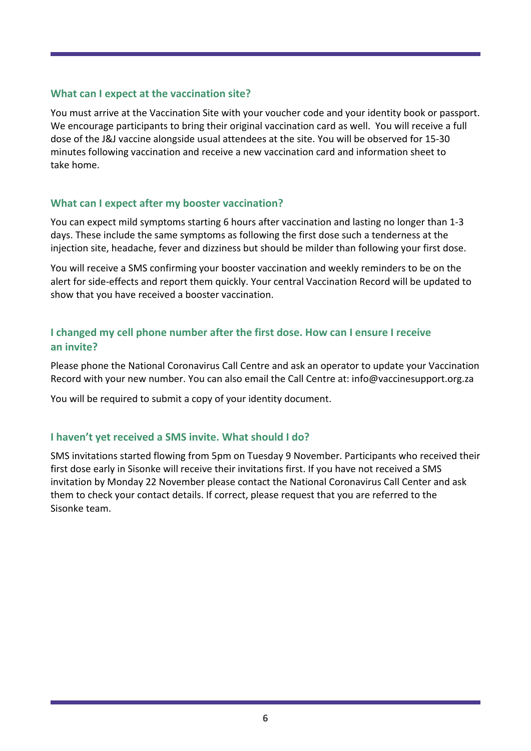### What can I expect at the vaccination site?

You must arrive at the Vaccination Site with your voucher code and your identity book or passport. We encourage participants to bring their original vaccination card as well. You will receive a full dose of the J&J vaccine alongside usual attendees at the site. You will be observed for 15-30 minutes following vaccination and receive a new vaccination card and information sheet to take home.

### What can I expect after my booster vaccination?

You can expect mild symptoms starting 6 hours after vaccination and lasting no longer than 1-3 days. These include the same symptoms as following the first dose such a tenderness at the injection site, headache, fever and dizziness but should be milder than following your first dose.

You will receive a SMS confirming your booster vaccination and weekly reminders to be on the alert for side-effects and report them quickly. Your central Vaccination Record will be updated to show that you have received a booster vaccination.

### I changed my cell phone number after the first dose. How can I ensure I receive an invite?

Please phone the National Coronavirus Call Centre and ask an operator to update your Vaccination Record with your new number. You can also email the Call Centre at: info@vaccinesupport.org.za

You will be required to submit a copy of your identity document.

### I haven't yet received a SMS invite. What should I do?

SMS invitations started flowing from 5pm on Tuesday 9 November. Participants who received their first dose early in Sisonke will receive their invitations first. If you have not received a SMS invitation by Monday 22 November please contact the National Coronavirus Call Center and ask them to check your contact details. If correct, please request that you are referred to the Sisonke team.